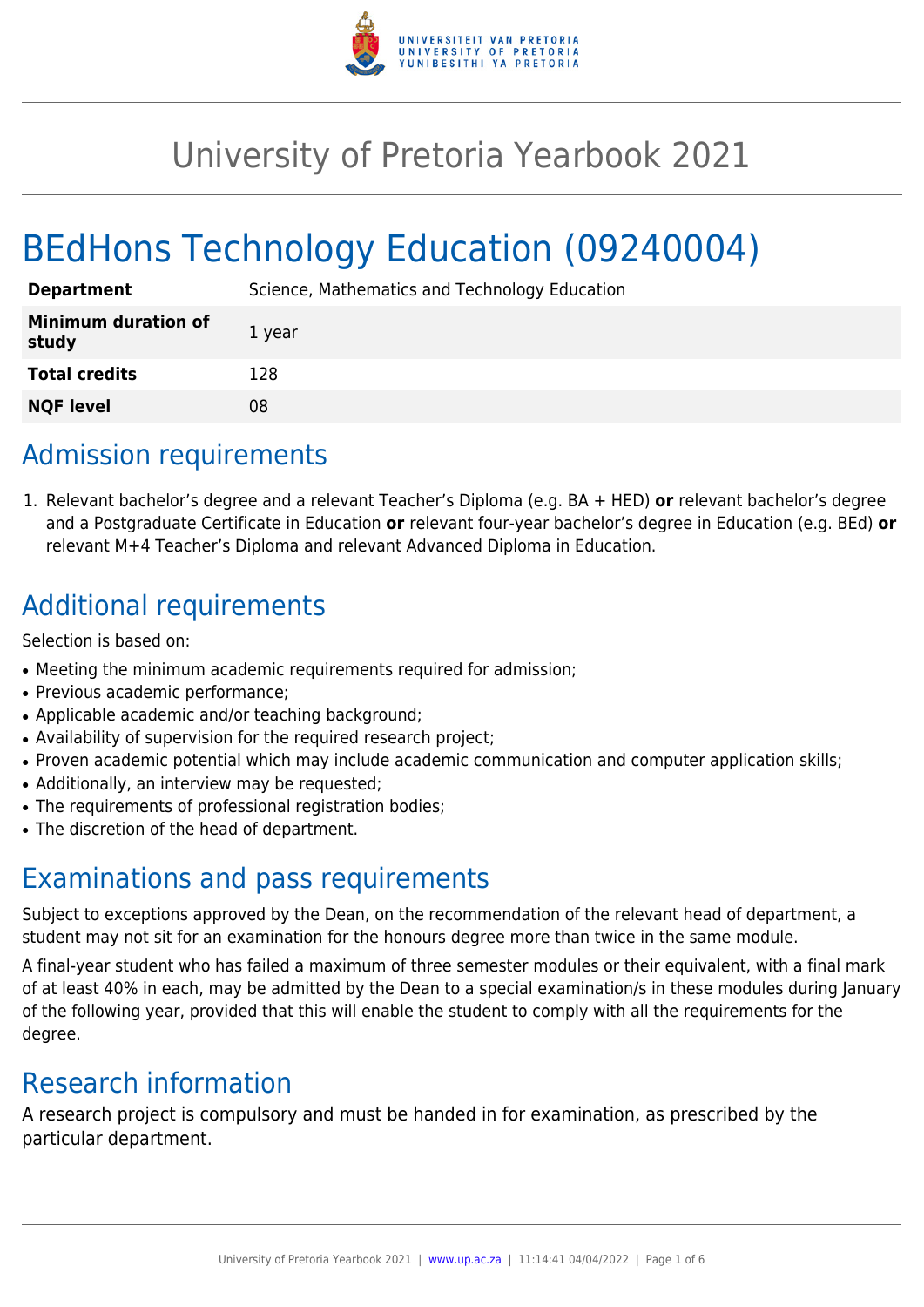# University of Pretoria Yearbook 2021

# BEdHons Technology Education (09240004)

| | |
|---|---|
| **Department** | Science, Mathematics and Technology Education |
| **Minimum duration of study** | 1 year |
| **Total credits** | 128 |
| **NQF level** | 08 |

## Admission requirements

1. Relevant bachelor's degree and a relevant Teacher's Diploma (e.g. BA + HED) **or** relevant bachelor's degree and a Postgraduate Certificate in Education **or** relevant four-year bachelor's degree in Education (e.g. BEd) **or** relevant M+4 Teacher's Diploma and relevant Advanced Diploma in Education.

## Additional requirements

Selection is based on:

- Meeting the minimum academic requirements required for admission;
- Previous academic performance;
- Applicable academic and/or teaching background;
- Availability of supervision for the required research project;
- Proven academic potential which may include academic communication and computer application skills;
- Additionally, an interview may be requested;
- The requirements of professional registration bodies;
- The discretion of the head of department.

## Examinations and pass requirements

Subject to exceptions approved by the Dean, on the recommendation of the relevant head of department, a student may not sit for an examination for the honours degree more than twice in the same module.

A final-year student who has failed a maximum of three semester modules or their equivalent, with a final mark of at least 40% in each, may be admitted by the Dean to a special examination/s in these modules during January of the following year, provided that this will enable the student to comply with all the requirements for the degree.

## Research information

A research project is compulsory and must be handed in for examination, as prescribed by the particular department.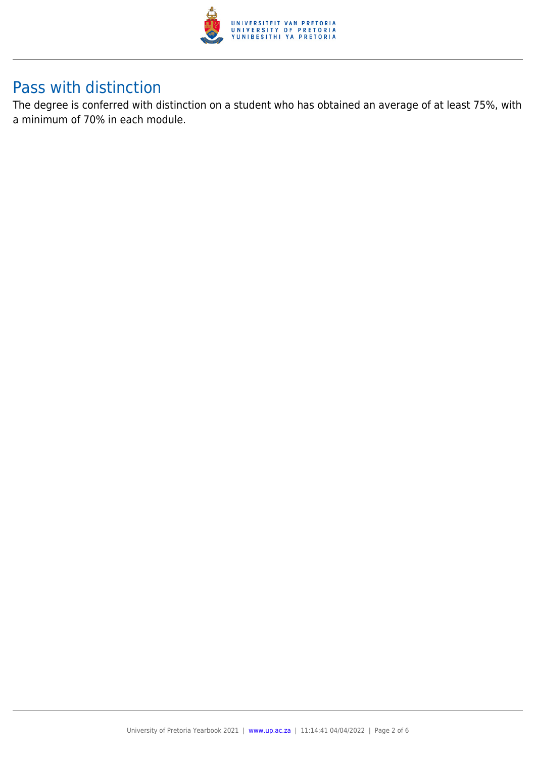## Pass with distinction

The degree is conferred with distinction on a student who has obtained an average of at least 75%, with a minimum of 70% in each module.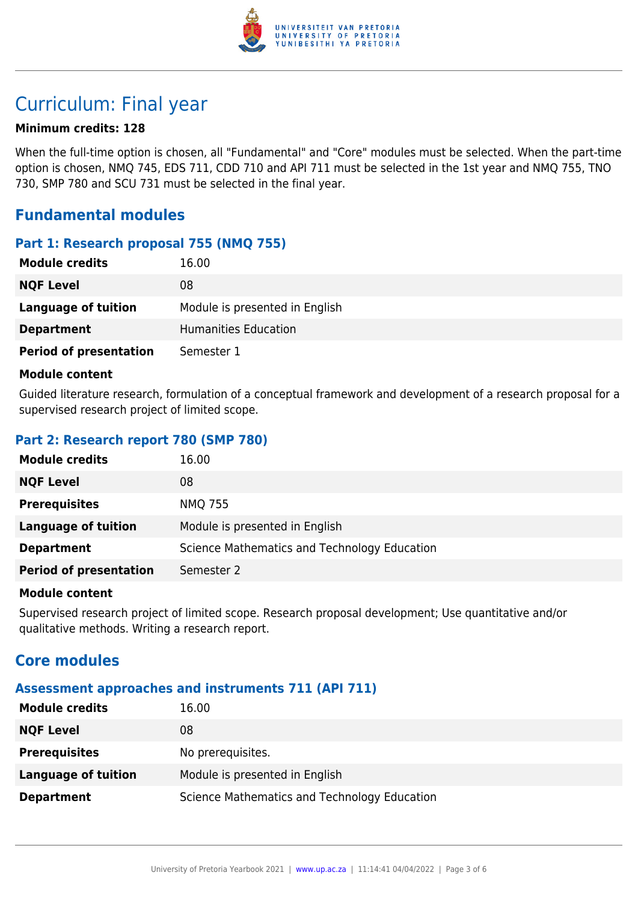# Curriculum: Final year

**Minimum credits: 128**

When the full-time option is chosen, all "Fundamental" and "Core" modules must be selected. When the part-time option is chosen, NMQ 745, EDS 711, CDD 710 and API 711 must be selected in the 1st year and NMQ 755, TNO 730, SMP 780 and SCU 731 must be selected in the final year.

## Fundamental modules

### Part 1: Research proposal 755 (NMQ 755)

| | |
|---|---|
| **Module credits** | 16.00 |
| **NQF Level** | 08 |
| **Language of tuition** | Module is presented in English |
| **Department** | Humanities Education |
| **Period of presentation** | Semester 1 |

**Module content**

Guided literature research, formulation of a conceptual framework and development of a research proposal for a supervised research project of limited scope.

### Part 2: Research report 780 (SMP 780)

| | |
|---|---|
| **Module credits** | 16.00 |
| **NQF Level** | 08 |
| **Prerequisites** | NMQ 755 |
| **Language of tuition** | Module is presented in English |
| **Department** | Science Mathematics and Technology Education |
| **Period of presentation** | Semester 2 |

**Module content**

Supervised research project of limited scope. Research proposal development; Use quantitative and/or qualitative methods. Writing a research report.

## Core modules

### Assessment approaches and instruments 711 (API 711)

| | |
|---|---|
| **Module credits** | 16.00 |
| **NQF Level** | 08 |
| **Prerequisites** | No prerequisites. |
| **Language of tuition** | Module is presented in English |
| **Department** | Science Mathematics and Technology Education |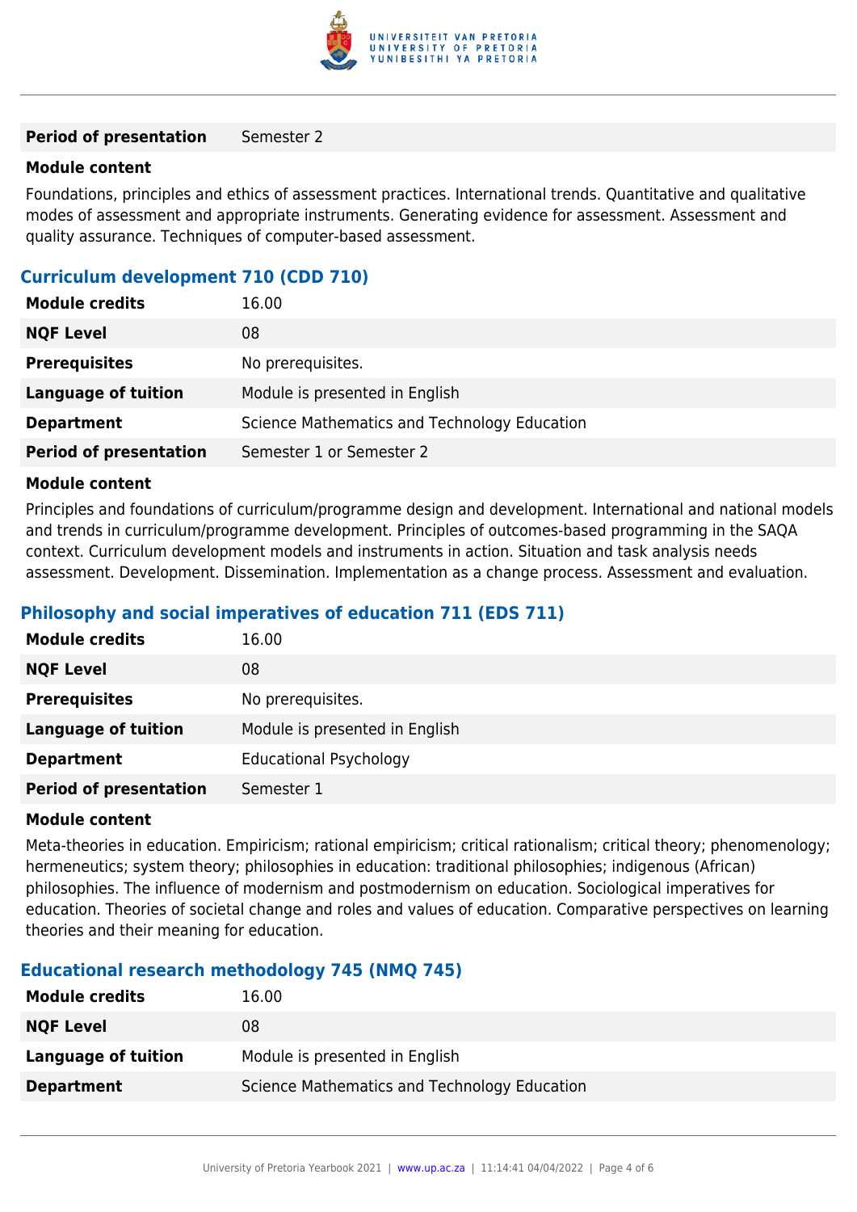| | |
|---|---|
| **Period of presentation** | Semester 2 |

**Module content**

Foundations, principles and ethics of assessment practices. International trends. Quantitative and qualitative modes of assessment and appropriate instruments. Generating evidence for assessment. Assessment and quality assurance. Techniques of computer-based assessment.

### Curriculum development 710 (CDD 710)

| | |
|---|---|
| **Module credits** | 16.00 |
| **NQF Level** | 08 |
| **Prerequisites** | No prerequisites. |
| **Language of tuition** | Module is presented in English |
| **Department** | Science Mathematics and Technology Education |
| **Period of presentation** | Semester 1 or Semester 2 |

**Module content**

Principles and foundations of curriculum/programme design and development. International and national models and trends in curriculum/programme development. Principles of outcomes-based programming in the SAQA context. Curriculum development models and instruments in action. Situation and task analysis needs assessment. Development. Dissemination. Implementation as a change process. Assessment and evaluation.

### Philosophy and social imperatives of education 711 (EDS 711)

| | |
|---|---|
| **Module credits** | 16.00 |
| **NQF Level** | 08 |
| **Prerequisites** | No prerequisites. |
| **Language of tuition** | Module is presented in English |
| **Department** | Educational Psychology |
| **Period of presentation** | Semester 1 |

**Module content**

Meta-theories in education. Empiricism; rational empiricism; critical rationalism; critical theory; phenomenology; hermeneutics; system theory; philosophies in education: traditional philosophies; indigenous (African) philosophies. The influence of modernism and postmodernism on education. Sociological imperatives for education. Theories of societal change and roles and values of education. Comparative perspectives on learning theories and their meaning for education.

### Educational research methodology 745 (NMQ 745)

| | |
|---|---|
| **Module credits** | 16.00 |
| **NQF Level** | 08 |
| **Language of tuition** | Module is presented in English |
| **Department** | Science Mathematics and Technology Education |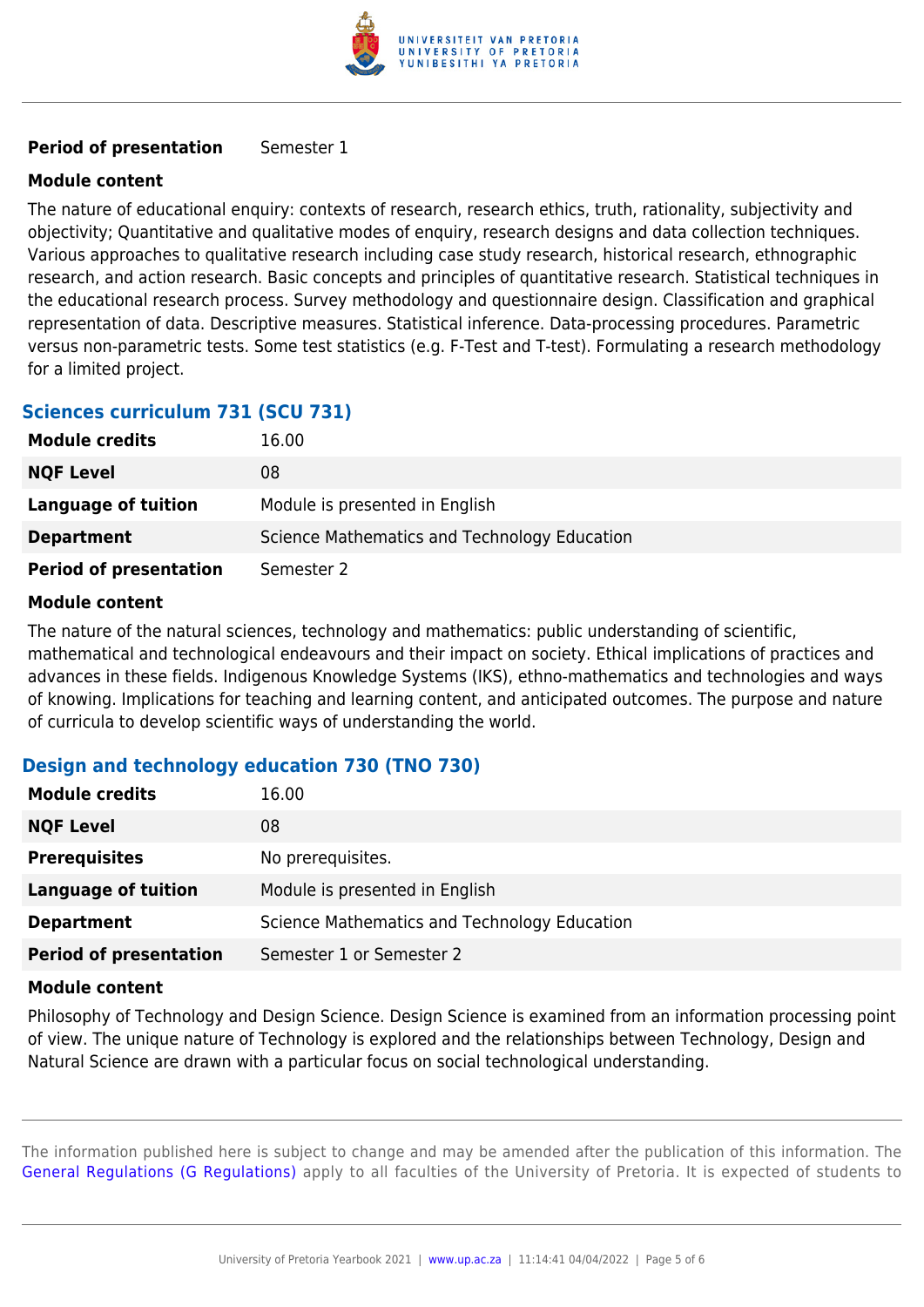| | |
|---|---|
| **Period of presentation** | Semester 1 |

**Module content**

The nature of educational enquiry: contexts of research, research ethics, truth, rationality, subjectivity and objectivity; Quantitative and qualitative modes of enquiry, research designs and data collection techniques. Various approaches to qualitative research including case study research, historical research, ethnographic research, and action research. Basic concepts and principles of quantitative research. Statistical techniques in the educational research process. Survey methodology and questionnaire design. Classification and graphical representation of data. Descriptive measures. Statistical inference. Data-processing procedures. Parametric versus non-parametric tests. Some test statistics (e.g. F-Test and T-test). Formulating a research methodology for a limited project.

### Sciences curriculum 731 (SCU 731)

| | |
|---|---|
| **Module credits** | 16.00 |
| **NQF Level** | 08 |
| **Language of tuition** | Module is presented in English |
| **Department** | Science Mathematics and Technology Education |
| **Period of presentation** | Semester 2 |

**Module content**

The nature of the natural sciences, technology and mathematics: public understanding of scientific, mathematical and technological endeavours and their impact on society. Ethical implications of practices and advances in these fields. Indigenous Knowledge Systems (IKS), ethno-mathematics and technologies and ways of knowing. Implications for teaching and learning content, and anticipated outcomes. The purpose and nature of curricula to develop scientific ways of understanding the world.

### Design and technology education 730 (TNO 730)

| | |
|---|---|
| **Module credits** | 16.00 |
| **NQF Level** | 08 |
| **Prerequisites** | No prerequisites. |
| **Language of tuition** | Module is presented in English |
| **Department** | Science Mathematics and Technology Education |
| **Period of presentation** | Semester 1 or Semester 2 |

**Module content**

Philosophy of Technology and Design Science. Design Science is examined from an information processing point of view. The unique nature of Technology is explored and the relationships between Technology, Design and Natural Science are drawn with a particular focus on social technological understanding.

The information published here is subject to change and may be amended after the publication of this information. The General Regulations (G Regulations) apply to all faculties of the University of Pretoria. It is expected of students to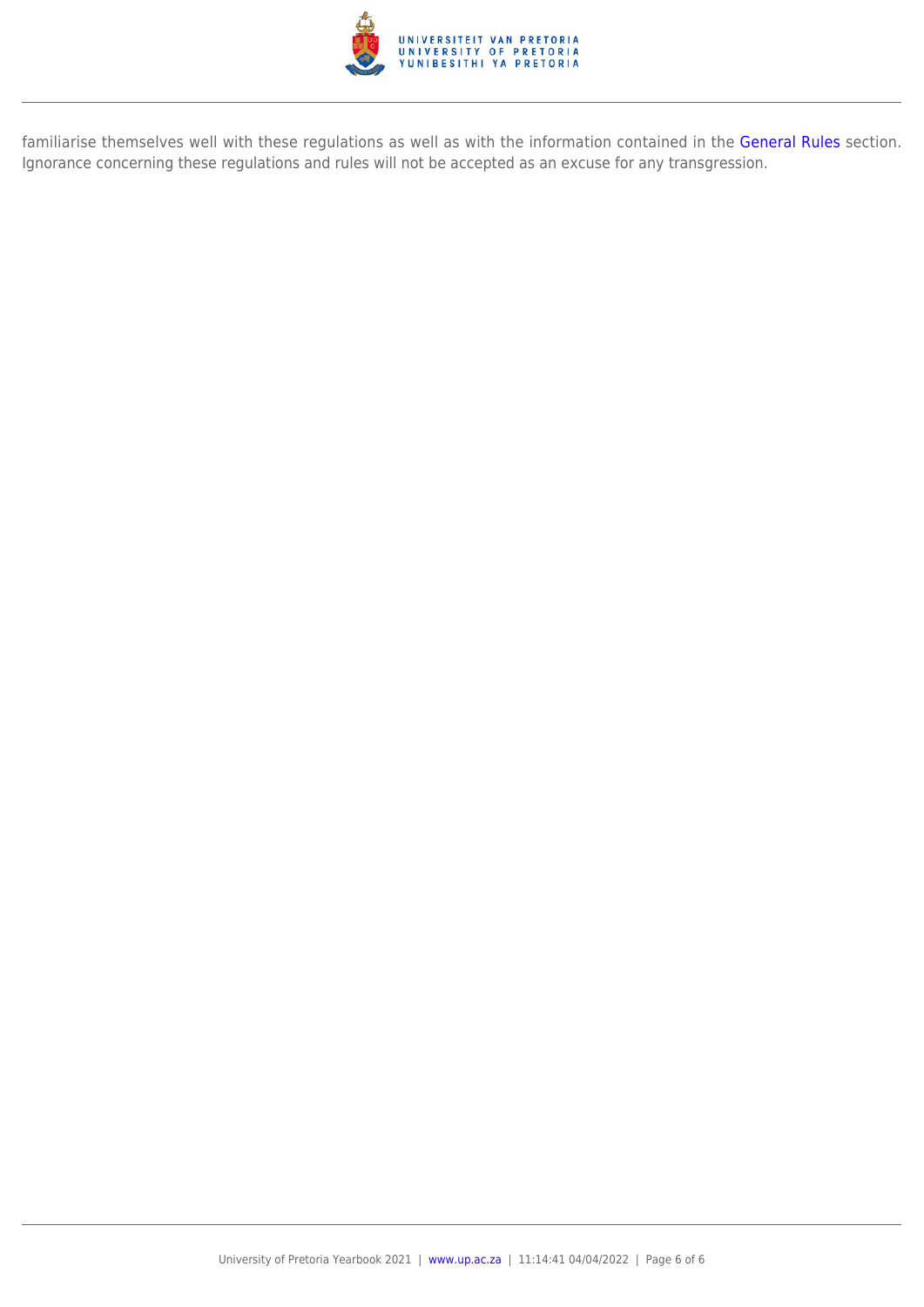familiarise themselves well with these regulations as well as with the information contained in the General Rules section. Ignorance concerning these regulations and rules will not be accepted as an excuse for any transgression.